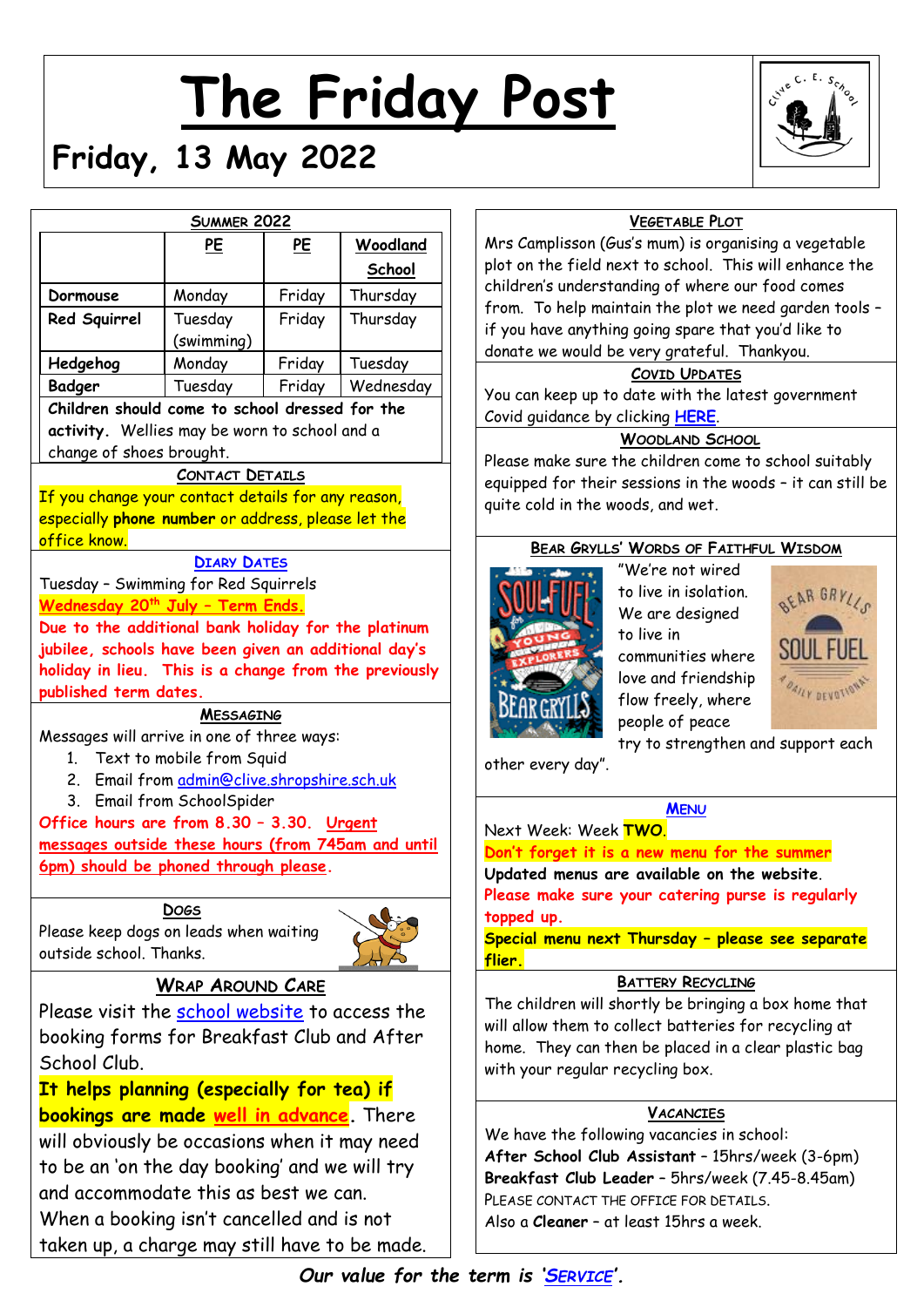# The Friday Post

## Friday, 13 May 2022

### Summer 2022

| | PE | PE | Woodland School |
|---|---|---|---|
| **Dormouse** | Monday | Friday | Thursday |
| **Red Squirrel** | Tuesday (swimming) | Friday | Thursday |
| **Hedgehog** | Monday | Friday | Tuesday |
| **Badger** | Tuesday | Friday | Wednesday |

**Children should come to school dressed for the activity.** Wellies may be worn to school and a change of shoes brought.

### Contact Details

If you change your contact details for any reason, especially **phone number** or address, please let the office know.

### Diary Dates

Tuesday – Swimming for Red Squirrels

**Wednesday 20th July – Term Ends.**

**Due to the additional bank holiday for the platinum jubilee, schools have been given an additional day's holiday in lieu. This is a change from the previously published term dates.**

### Messaging

Messages will arrive in one of three ways:

1. Text to mobile from Squid
2. Email from admin@clive.shropshire.sch.uk
3. Email from SchoolSpider

**Office hours are from 8.30 – 3.30. Urgent messages outside these hours (from 745am and until 6pm) should be phoned through please.**

### Dogs

Please keep dogs on leads when waiting outside school. Thanks.

### Wrap Around Care

Please visit the school website to access the booking forms for Breakfast Club and After School Club.

**It helps planning (especially for tea) if bookings are made well in advance.** There will obviously be occasions when it may need to be an 'on the day booking' and we will try and accommodate this as best we can.

When a booking isn't cancelled and is not taken up, a charge may still have to be made.

### Vegetable Plot

Mrs Camplisson (Gus's mum) is organising a vegetable plot on the field next to school. This will enhance the children's understanding of where our food comes from. To help maintain the plot we need garden tools – if you have anything going spare that you'd like to donate we would be very grateful. Thankyou.

### Covid Updates

You can keep up to date with the latest government Covid guidance by clicking **HERE**.

### Woodland School

Please make sure the children come to school suitably equipped for their sessions in the woods – it can still be quite cold in the woods, and wet.

### Bear Grylls' Words of Faithful Wisdom

"We're not wired to live in isolation. We are designed to live in communities where love and friendship flow freely, where people of peace try to strengthen and support each other every day".

### Menu

Next Week: Week **TWO**.

**Don't forget it is a new menu for the summer**

**Updated menus are available on the website.**

**Please make sure your catering purse is regularly topped up.**

**Special menu next Thursday – please see separate flier.**

### Battery Recycling

The children will shortly be bringing a box home that will allow them to collect batteries for recycling at home. They can then be placed in a clear plastic bag with your regular recycling box.

### Vacancies

We have the following vacancies in school:

**After School Club Assistant** – 15hrs/week (3-6pm)

**Breakfast Club Leader** – 5hrs/week (7.45-8.45am)

Please contact the office for details.

Also a **Cleaner** – at least 15hrs a week.

***Our value for the term is 'Service'.***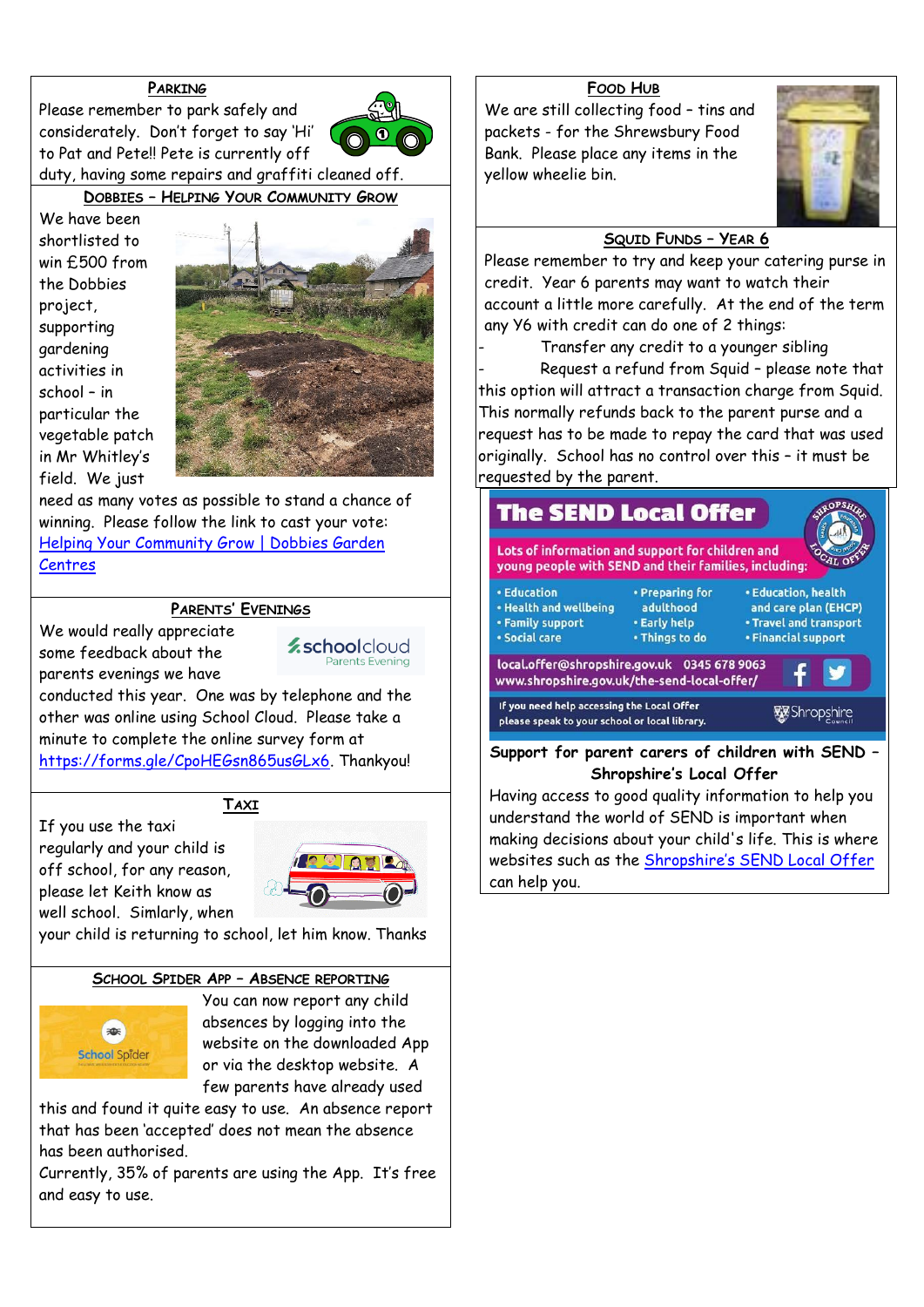## Parking

Please remember to park safely and considerately. Don't forget to say 'Hi' to Pat and Pete!! Pete is currently off duty, having some repairs and graffiti cleaned off.

## Dobbies – Helping Your Community Grow

We have been shortlisted to win £500 from the Dobbies project, supporting gardening activities in school – in particular the vegetable patch in Mr Whitley's field. We just need as many votes as possible to stand a chance of winning. Please follow the link to cast your vote: [Helping Your Community Grow | Dobbies Garden Centres]()

## Parents' Evenings

We would really appreciate some feedback about the parents evenings we have conducted this year. One was by telephone and the other was online using School Cloud. Please take a minute to complete the online survey form at https://forms.gle/CpoHEGsn865usGLx6. Thankyou!

## Taxi

If you use the taxi regularly and your child is off school, for any reason, please let Keith know as well school. Simlarly, when your child is returning to school, let him know. Thanks

## School Spider App – Absence Reporting

You can now report any child absences by logging into the website on the downloaded App or via the desktop website. A few parents have already used this and found it quite easy to use. An absence report that has been 'accepted' does not mean the absence has been authorised.

Currently, 35% of parents are using the App. It's free and easy to use.

## Food Hub

We are still collecting food – tins and packets - for the Shrewsbury Food Bank. Please place any items in the yellow wheelie bin.

## Squid Funds – Year 6

Please remember to try and keep your catering purse in credit. Year 6 parents may want to watch their account a little more carefully. At the end of the term any Y6 with credit can do one of 2 things:

- Transfer any credit to a younger sibling
- Request a refund from Squid – please note that this option will attract a transaction charge from Squid. This normally refunds back to the parent purse and a request has to be made to repay the card that was used originally. School has no control over this – it must be requested by the parent.

**The SEND Local Offer**

Lots of information and support for children and young people with SEND and their families, including:

- Education
- Health and wellbeing
- Family support
- Social care
- Preparing for adulthood
- Early help
- Things to do
- Education, health and care plan (EHCP)
- Travel and transport
- Financial support

local.offer@shropshire.gov.uk 0345 678 9063
www.shropshire.gov.uk/the-send-local-offer/

If you need help accessing the Local Offer please speak to your school or local library.

**Support for parent carers of children with SEND – Shropshire's Local Offer**

Having access to good quality information to help you understand the world of SEND is important when making decisions about your child's life. This is where websites such as the [Shropshire's SEND Local Offer]() can help you.